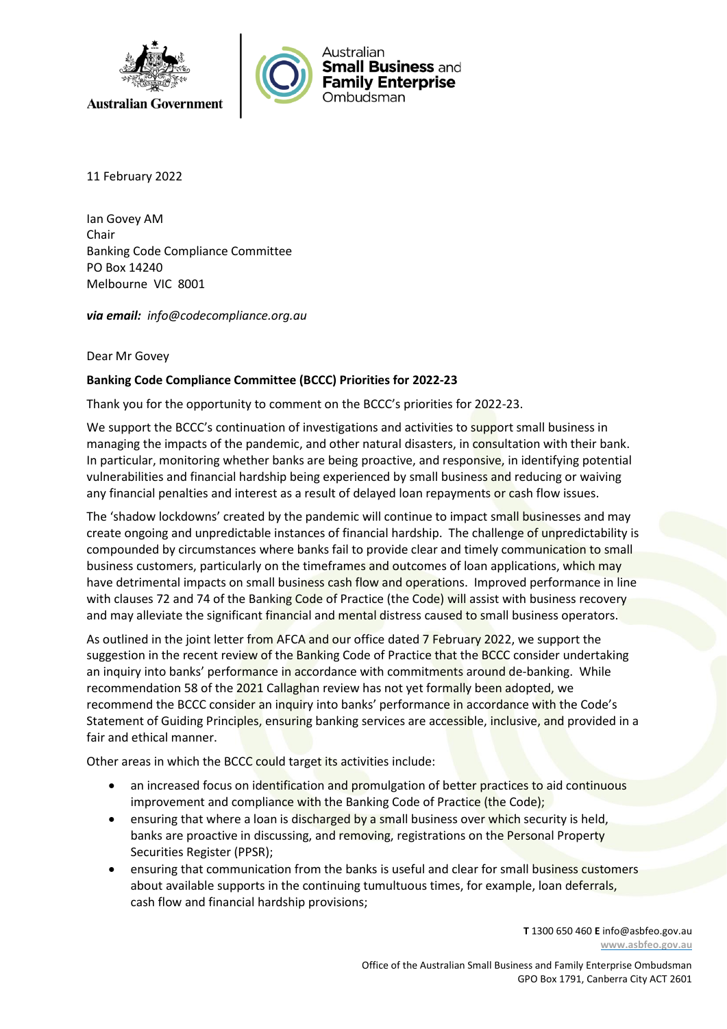Australian Government

Australian **Small Business** and **Family Enterprise** Ombudsman

11 February 2022

Ian Govey AM
Chair
Banking Code Compliance Committee
PO Box 14240
Melbourne VIC 8001

***via email:*** *info@codecompliance.org.au*

Dear Mr Govey

**Banking Code Compliance Committee (BCCC) Priorities for 2022-23**

Thank you for the opportunity to comment on the BCCC's priorities for 2022-23.

We support the BCCC's continuation of investigations and activities to support small business in managing the impacts of the pandemic, and other natural disasters, in consultation with their bank. In particular, monitoring whether banks are being proactive, and responsive, in identifying potential vulnerabilities and financial hardship being experienced by small business and reducing or waiving any financial penalties and interest as a result of delayed loan repayments or cash flow issues.

The 'shadow lockdowns' created by the pandemic will continue to impact small businesses and may create ongoing and unpredictable instances of financial hardship. The challenge of unpredictability is compounded by circumstances where banks fail to provide clear and timely communication to small business customers, particularly on the timeframes and outcomes of loan applications, which may have detrimental impacts on small business cash flow and operations. Improved performance in line with clauses 72 and 74 of the Banking Code of Practice (the Code) will assist with business recovery and may alleviate the significant financial and mental distress caused to small business operators.

As outlined in the joint letter from AFCA and our office dated 7 February 2022, we support the suggestion in the recent review of the Banking Code of Practice that the BCCC consider undertaking an inquiry into banks' performance in accordance with commitments around de-banking. While recommendation 58 of the 2021 Callaghan review has not yet formally been adopted, we recommend the BCCC consider an inquiry into banks' performance in accordance with the Code's Statement of Guiding Principles, ensuring banking services are accessible, inclusive, and provided in a fair and ethical manner.

Other areas in which the BCCC could target its activities include:

- an increased focus on identification and promulgation of better practices to aid continuous improvement and compliance with the Banking Code of Practice (the Code);
- ensuring that where a loan is discharged by a small business over which security is held, banks are proactive in discussing, and removing, registrations on the Personal Property Securities Register (PPSR);
- ensuring that communication from the banks is useful and clear for small business customers about available supports in the continuing tumultuous times, for example, loan deferrals, cash flow and financial hardship provisions;

**T** 1300 650 460 **E** info@asbfeo.gov.au
www.asbfeo.gov.au

Office of the Australian Small Business and Family Enterprise Ombudsman
GPO Box 1791, Canberra City ACT 2601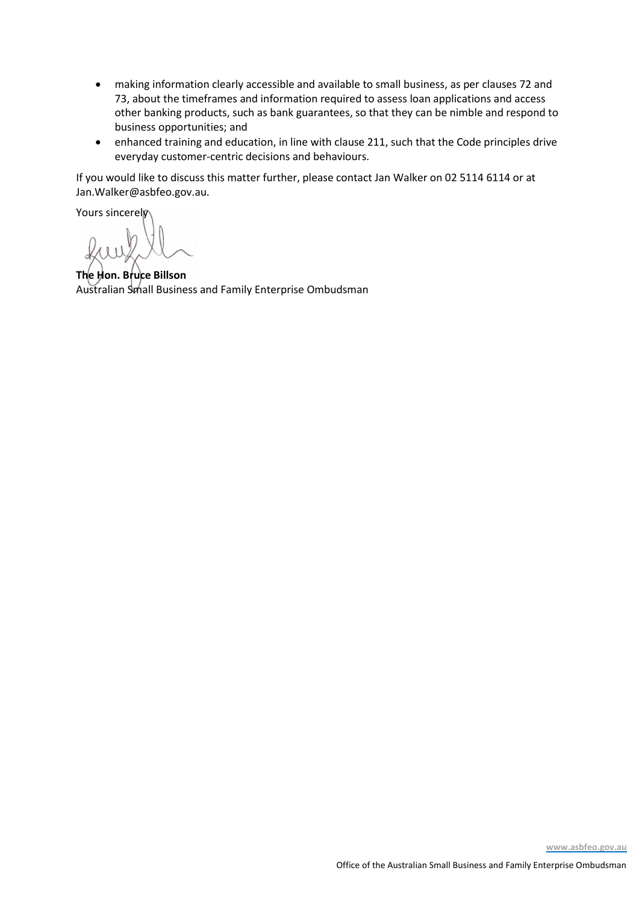- making information clearly accessible and available to small business, as per clauses 72 and 73, about the timeframes and information required to assess loan applications and access other banking products, such as bank guarantees, so that they can be nimble and respond to business opportunities; and
- enhanced training and education, in line with clause 211, such that the Code principles drive everyday customer-centric decisions and behaviours.

If you would like to discuss this matter further, please contact Jan Walker on 02 5114 6114 or at Jan.Walker@asbfeo.gov.au.

Yours sincerely

**The Hon. Bruce Billson**
Australian Small Business and Family Enterprise Ombudsman